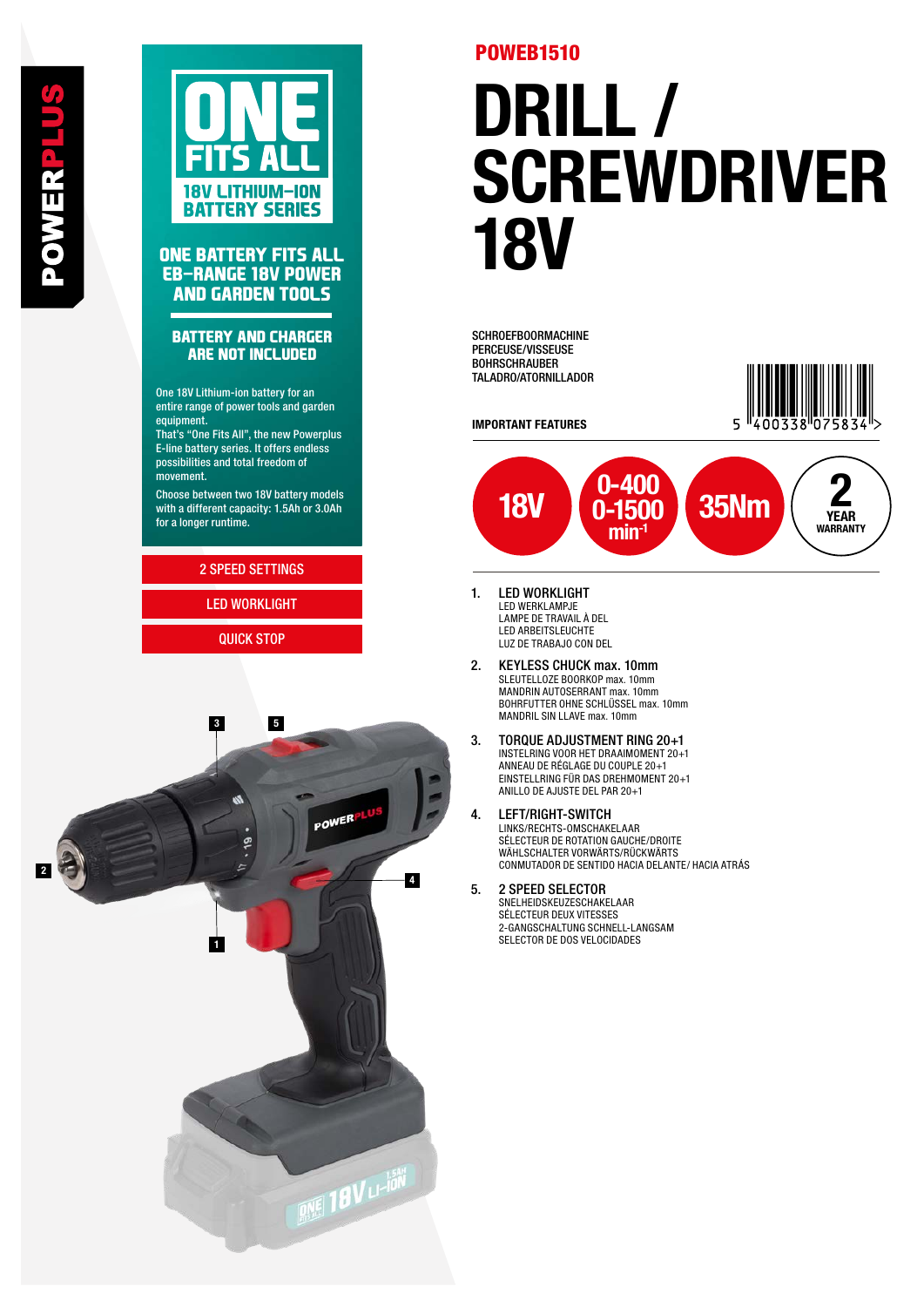POWERPLUS

# ONE FITS ALL

18V LITHIUM-ION BATTERY SERIES

## ONE BATTERY FITS ALL EB-RANGE 18V POWER AND GARDEN TOOLS

### BATTERY AND CHARGER ARE NOT INCLUDED

One 18V Lithium-ion battery for an entire range of power tools and garden equipment.
That's "One Fits All", the new Powerplus E-line battery series. It offers endless possibilities and total freedom of movement.

Choose between two 18V battery models with a different capacity: 1.5Ah or 3.0Ah for a longer runtime.

- 2 SPEED SETTINGS
- LED WORKLIGHT
- QUICK STOP

POWEB1510

# DRILL / SCREWDRIVER 18V

SCHROEFBOORMACHINE
PERCEUSE/VISSEUSE
BOHRSCHRAUBER
TALADRO/ATORNILLADOR

5 400338 075834

**IMPORTANT FEATURES**

- 18V
- 0-400 0-1500 $min^{-1}$
- 35Nm
- 2 YEAR WARRANTY

1. LED WORKLIGHT
   LED WERKLAMPJE
   LAMPE DE TRAVAIL À DEL
   LED ARBEITSLEUCHTE
   LUZ DE TRABAJO CON DEL
2. KEYLESS CHUCK max. 10mm
   SLEUTELLOZE BOORKOP max. 10mm
   MANDRIN AUTOSERRANT max. 10mm
   BOHRFUTTER OHNE SCHLÜSSEL max. 10mm
   MANDRIL SIN LLAVE max. 10mm
3. TORQUE ADJUSTMENT RING 20+1
   INSTELRING VOOR HET DRAAIMOMENT 20+1
   ANNEAU DE RÉGLAGE DU COUPLE 20+1
   EINSTELLRING FÜR DAS DREHMOMENT 20+1
   ANILLO DE AJUSTE DEL PAR 20+1
4. LEFT/RIGHT-SWITCH
   LINKS/RECHTS-OMSCHAKELAAR
   SÉLECTEUR DE ROTATION GAUCHE/DROITE
   WÄHLSCHALTER VORWÄRTS/RÜCKWÄRTS
   CONMUTADOR DE SENTIDO HACIA DELANTE/ HACIA ATRÁS
5. 2 SPEED SELECTOR
   SNELHEIDSKEUZESCHAKELAAR
   SÉLECTEUR DEUX VITESSES
   2-GANGSCHALTUNG SCHNELL-LANGSAM
   SELECTOR DE DOS VELOCIDADES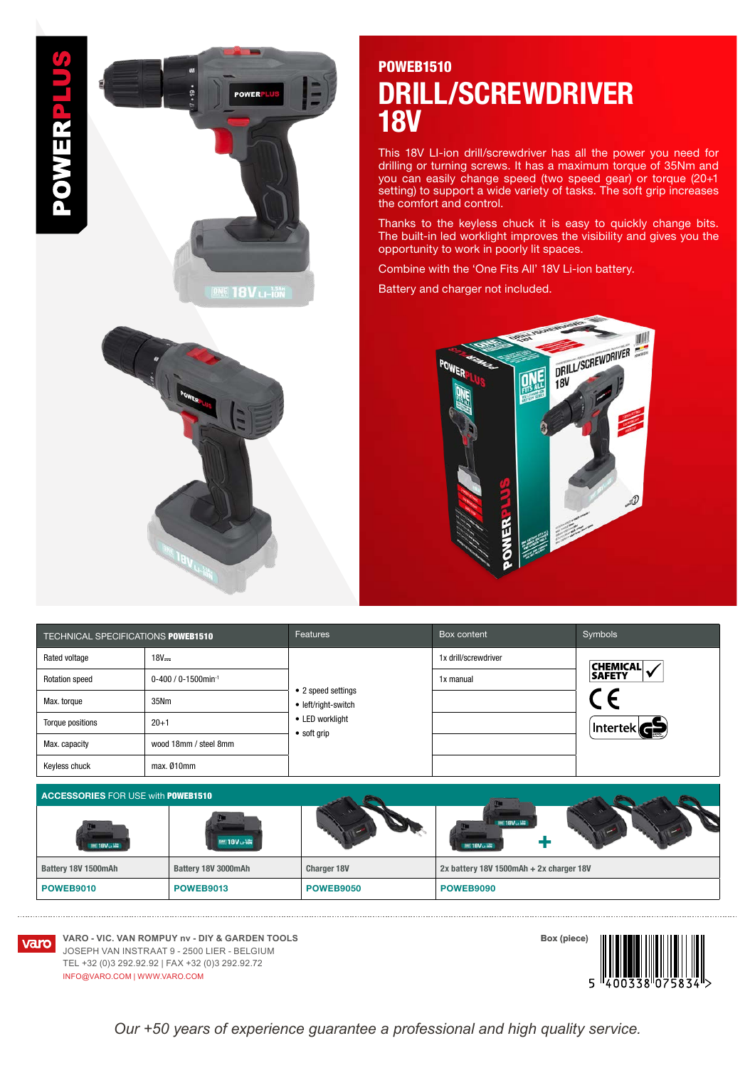POWERPLUS

## POWEB1510

# DRILL/SCREWDRIVER 18V

This 18V LI-ion drill/screwdriver has all the power you need for drilling or turning screws. It has a maximum torque of 35Nm and you can easily change speed (two speed gear) or torque (20+1 setting) to support a wide variety of tasks. The soft grip increases the comfort and control.

Thanks to the keyless chuck it is easy to quickly change bits. The built-in led worklight improves the visibility and gives you the opportunity to work in poorly lit spaces.

Combine with the 'One Fits All' 18V Li-ion battery.

Battery and charger not included.

| TECHNICAL SPECIFICATIONS **POWEB1510** | | Features | Box content | Symbols |
|---|---|---|---|---|
| Rated voltage | 18V⎓ | • 2 speed settings<br>• left/right-switch<br>• LED worklight<br>• soft grip | 1x drill/screwdriver | CHEMICAL SAFETY ✓<br>CE<br>Intertek GS |
| Rotation speed | 0-400 / 0-1500min⁻¹ | | 1x manual | |
| Max. torque | 35Nm | | | |
| Torque positions | 20+1 | | | |
| Max. capacity | wood 18mm / steel 8mm | | | |
| Keyless chuck | max. Ø10mm | | | |

**ACCESSORIES** FOR USE with **POWEB1510**

| Battery 18V 1500mAh | Battery 18V 3000mAh | Charger 18V | 2x battery 18V 1500mAh + 2x charger 18V |
|---|---|---|---|
| **POWEB9010** | **POWEB9013** | **POWEB9050** | **POWEB9090** |

**VARO - VIC. VAN ROMPUY nv - DIY & GARDEN TOOLS**
JOSEPH VAN INSTRAAT 9 - 2500 LIER - BELGIUM
TEL +32 (0)3 292.92.92 | FAX +32 (0)3 292.92.72
INFO@VARO.COM | WWW.VARO.COM

**Box (piece)**
5 400338 075834

*Our +50 years of experience guarantee a professional and high quality service.*